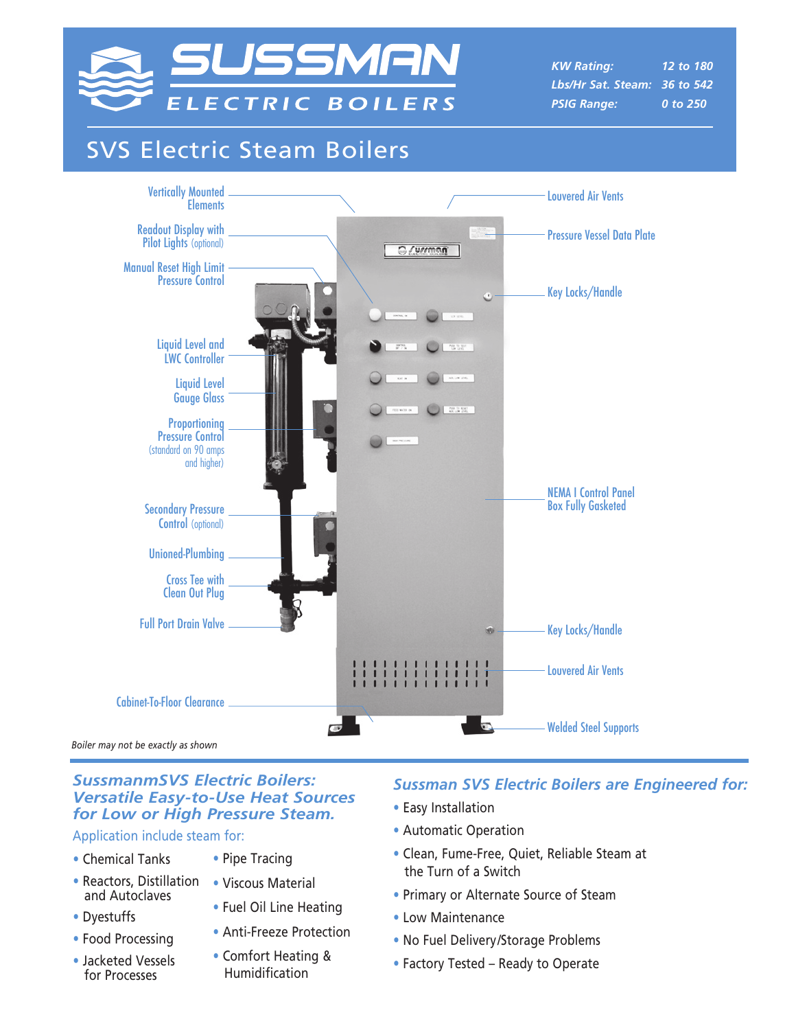# SUSSMAN ELECTRIC BOILERS

| | |
|---|---|
| *KW Rating:* | *12 to 180* |
| *Lbs/Hr Sat. Steam:* | *36 to 542* |
| *PSIG Range:* | *0 to 250* |

## SVS Electric Steam Boilers

- Vertically Mounted Elements
- Readout Display with Pilot Lights (optional)
- Manual Reset High Limit Pressure Control
- Liquid Level and LWC Controller
- Liquid Level Gauge Glass
- Proportioning Pressure Control (standard on 90 amps and higher)
- Secondary Pressure Control (optional)
- Unioned-Plumbing
- Cross Tee with Clean Out Plug
- Full Port Drain Valve
- Cabinet-To-Floor Clearance
- Louvered Air Vents
- Pressure Vessel Data Plate
- Key Locks/Handle
- NEMA I Control Panel Box Fully Gasketed
- Key Locks/Handle
- Louvered Air Vents
- Welded Steel Supports

*Boiler may not be exactly as shown*

### *SussmanmSVS Electric Boilers: Versatile Easy-to-Use Heat Sources for Low or High Pressure Steam.*

Application include steam for:

- Chemical Tanks
- Reactors, Distillation and Autoclaves
- Dyestuffs
- Food Processing
- Jacketed Vessels for Processes
- Pipe Tracing
- Viscous Material
- Fuel Oil Line Heating
- Anti-Freeze Protection
- Comfort Heating & Humidification

### *Sussman SVS Electric Boilers are Engineered for:*

- Easy Installation
- Automatic Operation
- Clean, Fume-Free, Quiet, Reliable Steam at the Turn of a Switch
- Primary or Alternate Source of Steam
- Low Maintenance
- No Fuel Delivery/Storage Problems
- Factory Tested – Ready to Operate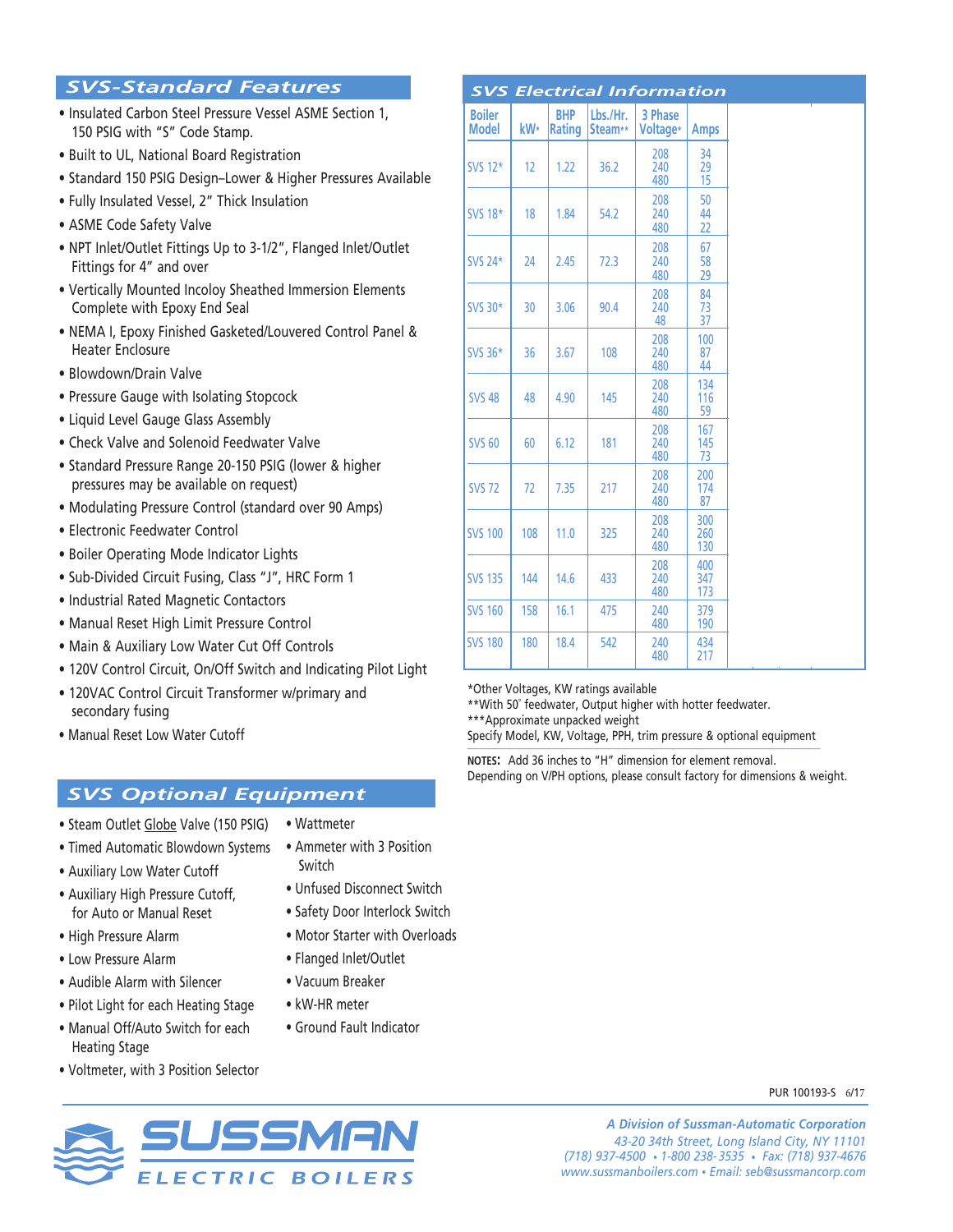## SVS-Standard Features

- Insulated Carbon Steel Pressure Vessel ASME Section 1, 150 PSIG with "S" Code Stamp.
- Built to UL, National Board Registration
- Standard 150 PSIG Design–Lower & Higher Pressures Available
- Fully Insulated Vessel, 2" Thick Insulation
- ASME Code Safety Valve
- NPT Inlet/Outlet Fittings Up to 3-1/2", Flanged Inlet/Outlet Fittings for 4" and over
- Vertically Mounted Incoloy Sheathed Immersion Elements Complete with Epoxy End Seal
- NEMA I, Epoxy Finished Gasketed/Louvered Control Panel & Heater Enclosure
- Blowdown/Drain Valve
- Pressure Gauge with Isolating Stopcock
- Liquid Level Gauge Glass Assembly
- Check Valve and Solenoid Feedwater Valve
- Standard Pressure Range 20-150 PSIG (lower & higher pressures may be available on request)
- Modulating Pressure Control (standard over 90 Amps)
- Electronic Feedwater Control
- Boiler Operating Mode Indicator Lights
- Sub-Divided Circuit Fusing, Class "J", HRC Form 1
- Industrial Rated Magnetic Contactors
- Manual Reset High Limit Pressure Control
- Main & Auxiliary Low Water Cut Off Controls
- 120V Control Circuit, On/Off Switch and Indicating Pilot Light
- 120VAC Control Circuit Transformer w/primary and secondary fusing
- Manual Reset Low Water Cutoff

## SVS Optional Equipment

- Steam Outlet Globe Valve (150 PSIG)
- Timed Automatic Blowdown Systems
- Auxiliary Low Water Cutoff
- Auxiliary High Pressure Cutoff, for Auto or Manual Reset
- High Pressure Alarm
- Low Pressure Alarm
- Audible Alarm with Silencer
- Pilot Light for each Heating Stage
- Manual Off/Auto Switch for each Heating Stage
- Voltmeter, with 3 Position Selector
- Wattmeter
- Ammeter with 3 Position Switch
- Unfused Disconnect Switch
- Safety Door Interlock Switch
- Motor Starter with Overloads
- Flanged Inlet/Outlet
- Vacuum Breaker
- kW-HR meter
- Ground Fault Indicator

## SVS Electrical Information

| Boiler Model | kW* | BHP Rating | Lbs./Hr. Steam** | 3 Phase Voltage* | Amps |
|---|---|---|---|---|---|
| SVS 12* | 12 | 1.22 | 36.2 | 208<br>240<br>480 | 34<br>29<br>15 |
| SVS 18* | 18 | 1.84 | 54.2 | 208<br>240<br>480 | 50<br>44<br>22 |
| SVS 24* | 24 | 2.45 | 72.3 | 208<br>240<br>480 | 67<br>58<br>29 |
| SVS 30* | 30 | 3.06 | 90.4 | 208<br>240<br>48 | 84<br>73<br>37 |
| SVS 36* | 36 | 3.67 | 108 | 208<br>240<br>480 | 100<br>87<br>44 |
| SVS 48 | 48 | 4.90 | 145 | 208<br>240<br>480 | 134<br>116<br>59 |
| SVS 60 | 60 | 6.12 | 181 | 208<br>240<br>480 | 167<br>145<br>73 |
| SVS 72 | 72 | 7.35 | 217 | 208<br>240<br>480 | 200<br>174<br>87 |
| SVS 100 | 108 | 11.0 | 325 | 208<br>240<br>480 | 300<br>260<br>130 |
| SVS 135 | 144 | 14.6 | 433 | 208<br>240<br>480 | 400<br>347<br>173 |
| SVS 160 | 158 | 16.1 | 475 | 240<br>480 | 379<br>190 |
| SVS 180 | 180 | 18.4 | 542 | 240<br>480 | 434<br>217 |

*Other Voltages, KW ratings available
**With 50° feedwater, Output higher with hotter feedwater.
***Approximate unpacked weight
Specify Model, KW, Voltage, PPH, trim pressure & optional equipment

**NOTES:** Add 36 inches to "H" dimension for element removal.
Depending on V/PH options, please consult factory for dimensions & weight.

PUR 100193-S 6/17

SUSSMAN ELECTRIC BOILERS

*A Division of Sussman-Automatic Corporation*
*43-20 34th Street, Long Island City, NY 11101*
*(718) 937-4500 • 1-800 238-3535 • Fax: (718) 937-4676*
*www.sussmanboilers.com • Email: seb@sussmancorp.com*